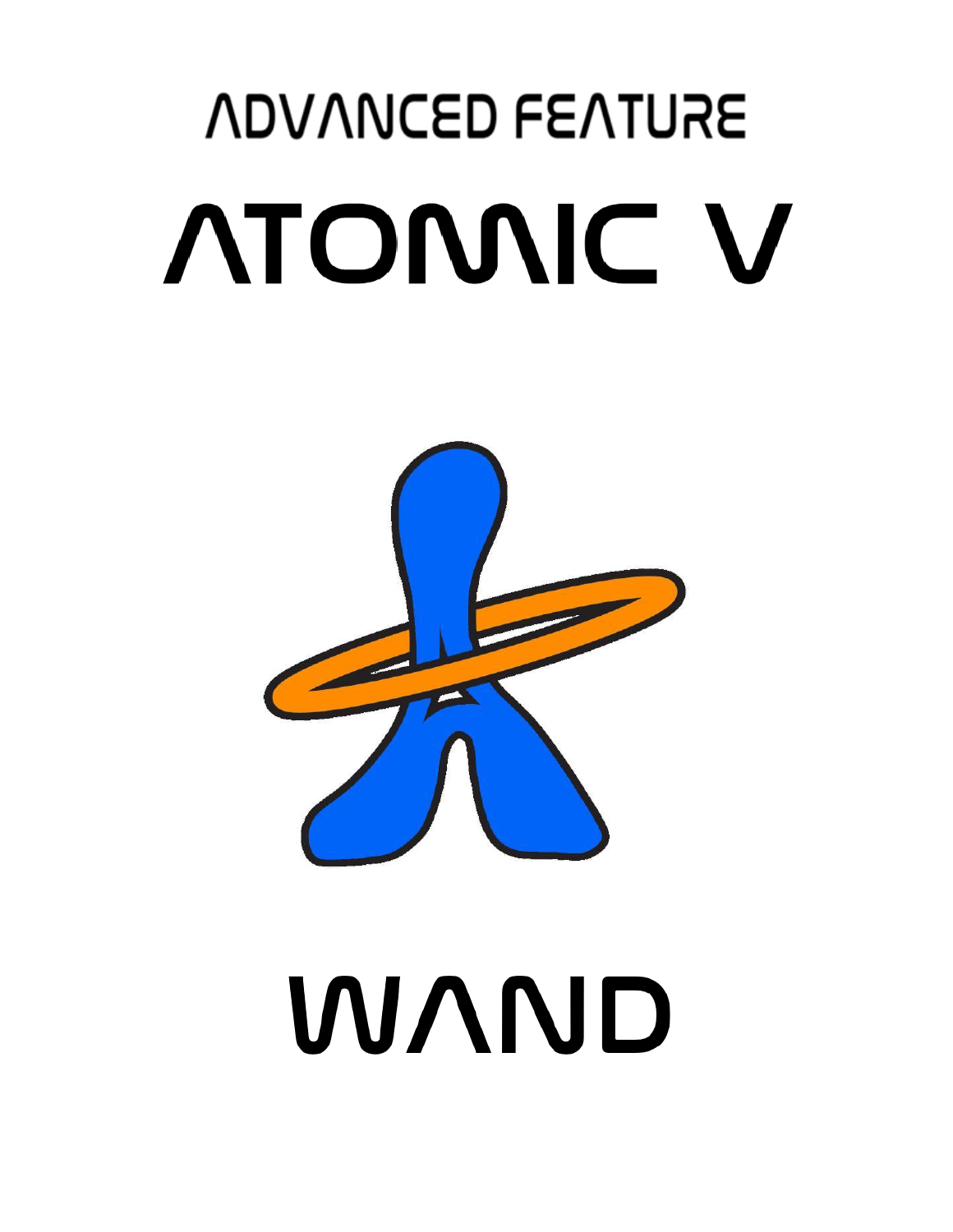# ADVANCED FEATURE

# ATOMIC V

# WAND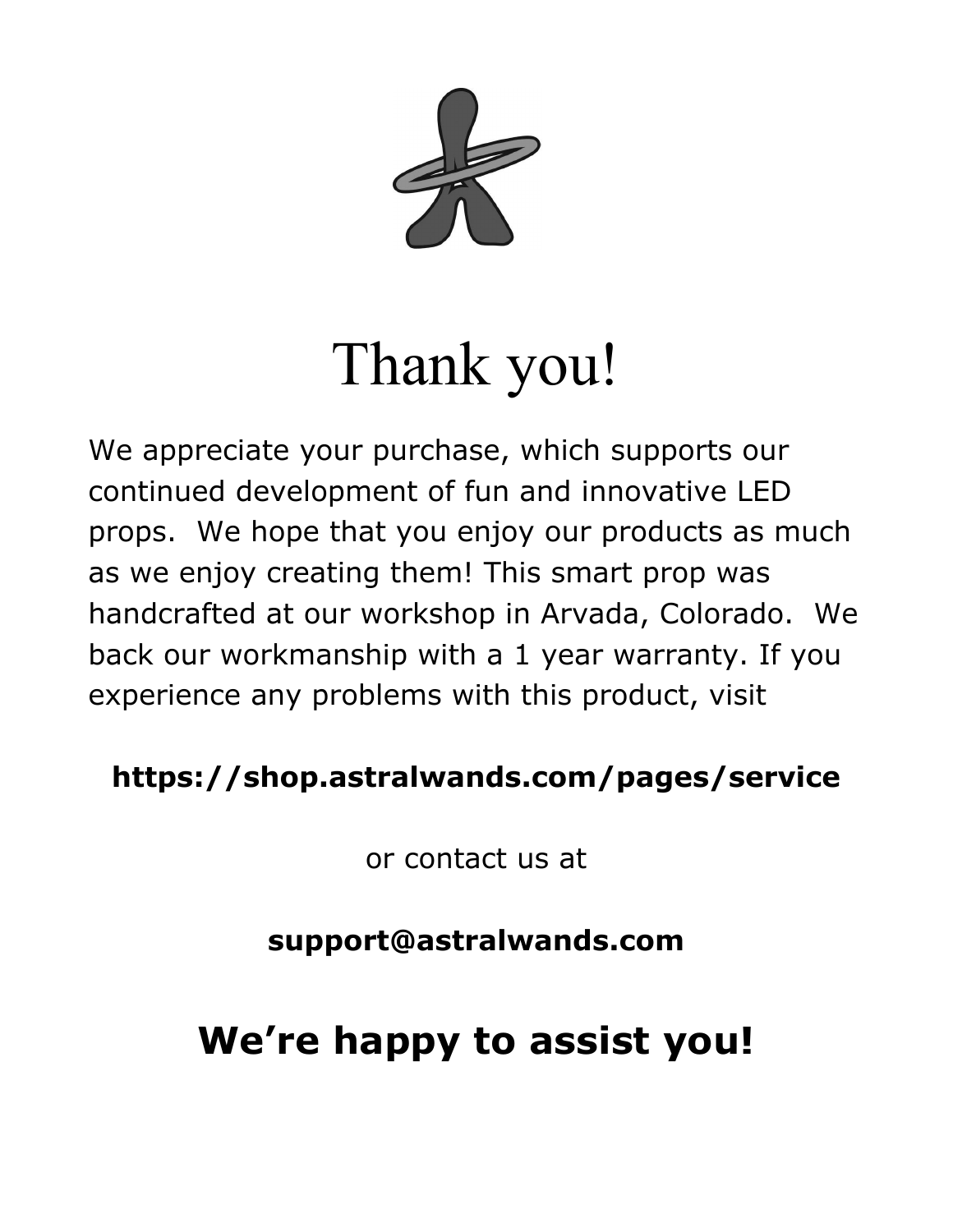# Thank you!

We appreciate your purchase, which supports our continued development of fun and innovative LED props. We hope that you enjoy our products as much as we enjoy creating them! This smart prop was handcrafted at our workshop in Arvada, Colorado. We back our workmanship with a 1 year warranty. If you experience any problems with this product, visit

**https://shop.astralwands.com/pages/service**

or contact us at

**support@astralwands.com**

## We're happy to assist you!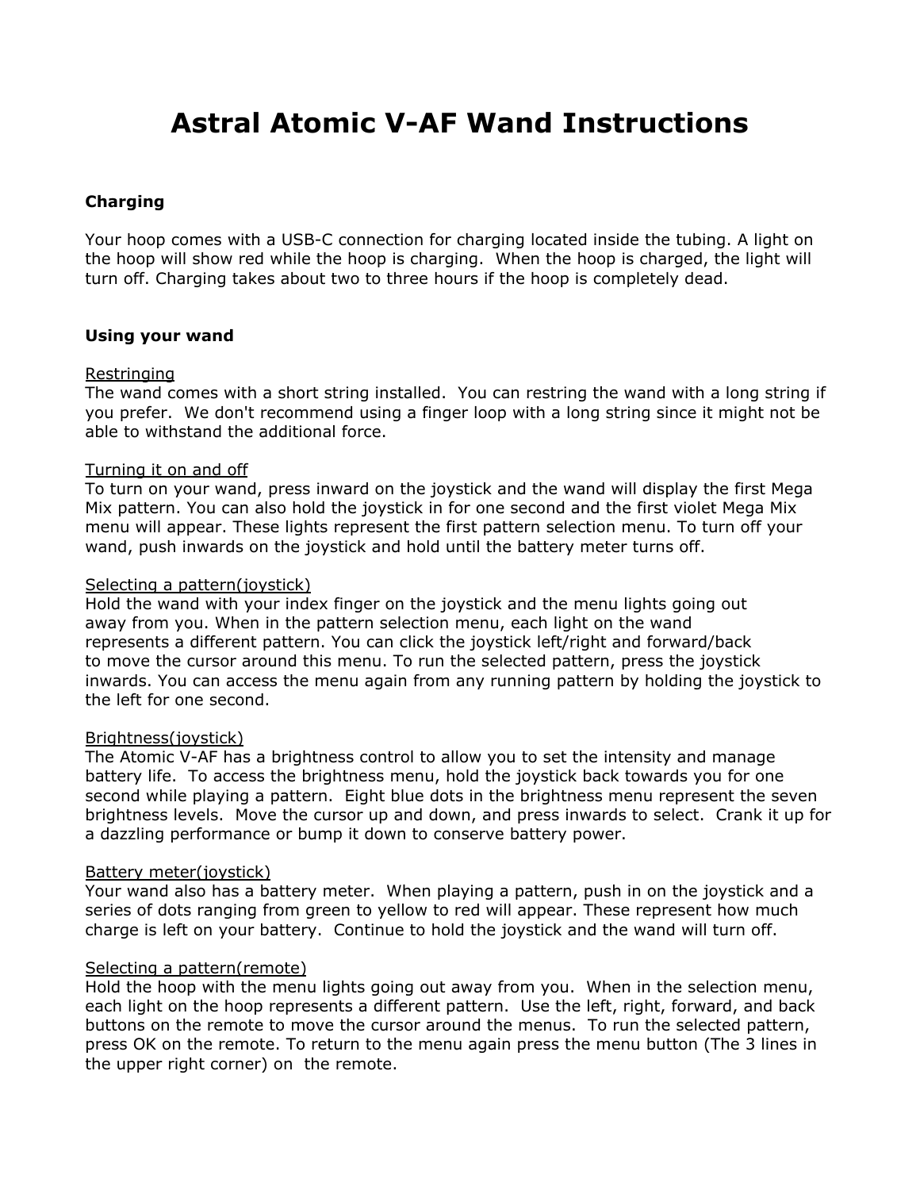# Astral Atomic V-AF Wand Instructions

## Charging

Your hoop comes with a USB-C connection for charging located inside the tubing. A light on the hoop will show red while the hoop is charging. When the hoop is charged, the light will turn off. Charging takes about two to three hours if the hoop is completely dead.

## Using your wand

Restringing
The wand comes with a short string installed. You can restring the wand with a long string if you prefer. We don't recommend using a finger loop with a long string since it might not be able to withstand the additional force.

Turning it on and off
To turn on your wand, press inward on the joystick and the wand will display the first Mega Mix pattern. You can also hold the joystick in for one second and the first violet Mega Mix menu will appear. These lights represent the first pattern selection menu. To turn off your wand, push inwards on the joystick and hold until the battery meter turns off.

Selecting a pattern(joystick)
Hold the wand with your index finger on the joystick and the menu lights going out away from you. When in the pattern selection menu, each light on the wand represents a different pattern. You can click the joystick left/right and forward/back to move the cursor around this menu. To run the selected pattern, press the joystick inwards. You can access the menu again from any running pattern by holding the joystick to the left for one second.

Brightness(joystick)
The Atomic V-AF has a brightness control to allow you to set the intensity and manage battery life. To access the brightness menu, hold the joystick back towards you for one second while playing a pattern. Eight blue dots in the brightness menu represent the seven brightness levels. Move the cursor up and down, and press inwards to select. Crank it up for a dazzling performance or bump it down to conserve battery power.

Battery meter(joystick)
Your wand also has a battery meter. When playing a pattern, push in on the joystick and a series of dots ranging from green to yellow to red will appear. These represent how much charge is left on your battery. Continue to hold the joystick and the wand will turn off.

Selecting a pattern(remote)
Hold the hoop with the menu lights going out away from you. When in the selection menu, each light on the hoop represents a different pattern. Use the left, right, forward, and back buttons on the remote to move the cursor around the menus. To run the selected pattern, press OK on the remote. To return to the menu again press the menu button (The 3 lines in the upper right corner) on the remote.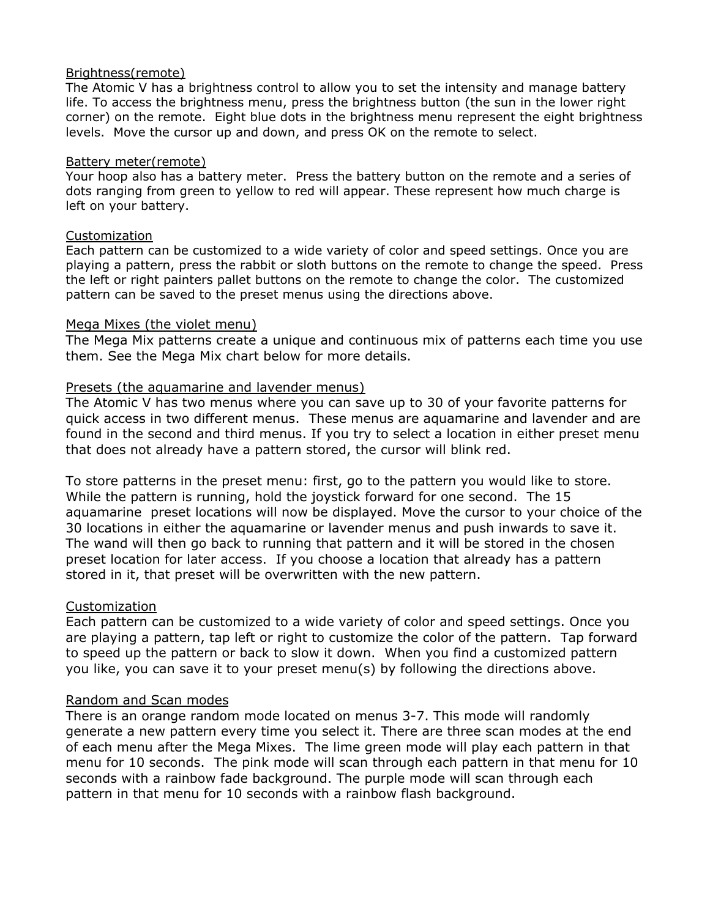<u>Brightness(remote)</u>

The Atomic V has a brightness control to allow you to set the intensity and manage battery life. To access the brightness menu, press the brightness button (the sun in the lower right corner) on the remote. Eight blue dots in the brightness menu represent the eight brightness levels. Move the cursor up and down, and press OK on the remote to select.

<u>Battery meter(remote)</u>

Your hoop also has a battery meter. Press the battery button on the remote and a series of dots ranging from green to yellow to red will appear. These represent how much charge is left on your battery.

<u>Customization</u>

Each pattern can be customized to a wide variety of color and speed settings. Once you are playing a pattern, press the rabbit or sloth buttons on the remote to change the speed. Press the left or right painters pallet buttons on the remote to change the color. The customized pattern can be saved to the preset menus using the directions above.

<u>Mega Mixes (the violet menu)</u>

The Mega Mix patterns create a unique and continuous mix of patterns each time you use them. See the Mega Mix chart below for more details.

<u>Presets (the aquamarine and lavender menus)</u>

The Atomic V has two menus where you can save up to 30 of your favorite patterns for quick access in two different menus. These menus are aquamarine and lavender and are found in the second and third menus. If you try to select a location in either preset menu that does not already have a pattern stored, the cursor will blink red.

To store patterns in the preset menu: first, go to the pattern you would like to store. While the pattern is running, hold the joystick forward for one second. The 15 aquamarine preset locations will now be displayed. Move the cursor to your choice of the 30 locations in either the aquamarine or lavender menus and push inwards to save it. The wand will then go back to running that pattern and it will be stored in the chosen preset location for later access. If you choose a location that already has a pattern stored in it, that preset will be overwritten with the new pattern.

<u>Customization</u>

Each pattern can be customized to a wide variety of color and speed settings. Once you are playing a pattern, tap left or right to customize the color of the pattern. Tap forward to speed up the pattern or back to slow it down. When you find a customized pattern you like, you can save it to your preset menu(s) by following the directions above.

<u>Random and Scan modes</u>

There is an orange random mode located on menus 3-7. This mode will randomly generate a new pattern every time you select it. There are three scan modes at the end of each menu after the Mega Mixes. The lime green mode will play each pattern in that menu for 10 seconds. The pink mode will scan through each pattern in that menu for 10 seconds with a rainbow fade background. The purple mode will scan through each pattern in that menu for 10 seconds with a rainbow flash background.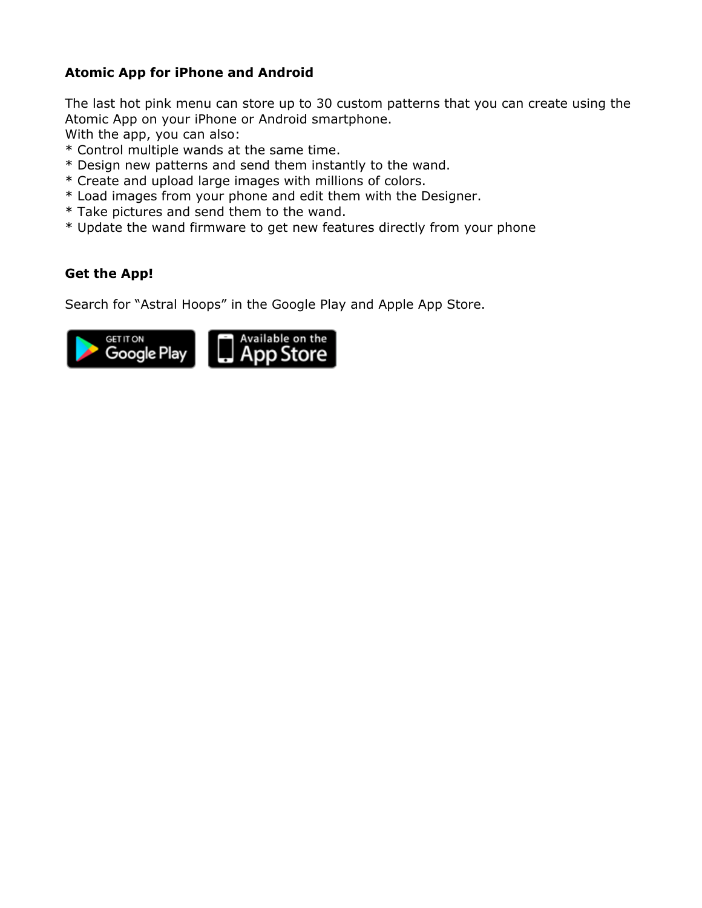**Atomic App for iPhone and Android**

The last hot pink menu can store up to 30 custom patterns that you can create using the Atomic App on your iPhone or Android smartphone.
With the app, you can also:

* Control multiple wands at the same time.
* Design new patterns and send them instantly to the wand.
* Create and upload large images with millions of colors.
* Load images from your phone and edit them with the Designer.
* Take pictures and send them to the wand.
* Update the wand firmware to get new features directly from your phone

**Get the App!**

Search for “Astral Hoops” in the Google Play and Apple App Store.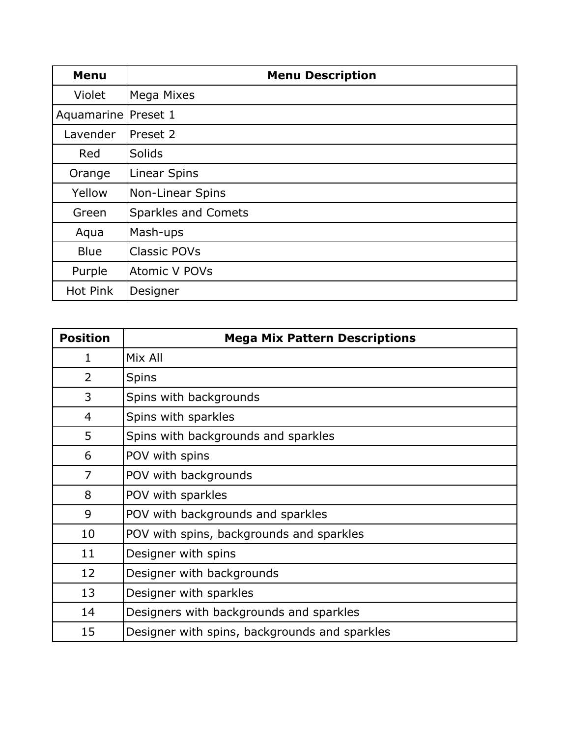| Menu | Menu Description |
| --- | --- |
| Violet | Mega Mixes |
| Aquamarine | Preset 1 |
| Lavender | Preset 2 |
| Red | Solids |
| Orange | Linear Spins |
| Yellow | Non-Linear Spins |
| Green | Sparkles and Comets |
| Aqua | Mash-ups |
| Blue | Classic POVs |
| Purple | Atomic V POVs |
| Hot Pink | Designer |

| Position | Mega Mix Pattern Descriptions |
| --- | --- |
| 1 | Mix All |
| 2 | Spins |
| 3 | Spins with backgrounds |
| 4 | Spins with sparkles |
| 5 | Spins with backgrounds and sparkles |
| 6 | POV with spins |
| 7 | POV with backgrounds |
| 8 | POV with sparkles |
| 9 | POV with backgrounds and sparkles |
| 10 | POV with spins, backgrounds and sparkles |
| 11 | Designer with spins |
| 12 | Designer with backgrounds |
| 13 | Designer with sparkles |
| 14 | Designers with backgrounds and sparkles |
| 15 | Designer with spins, backgrounds and sparkles |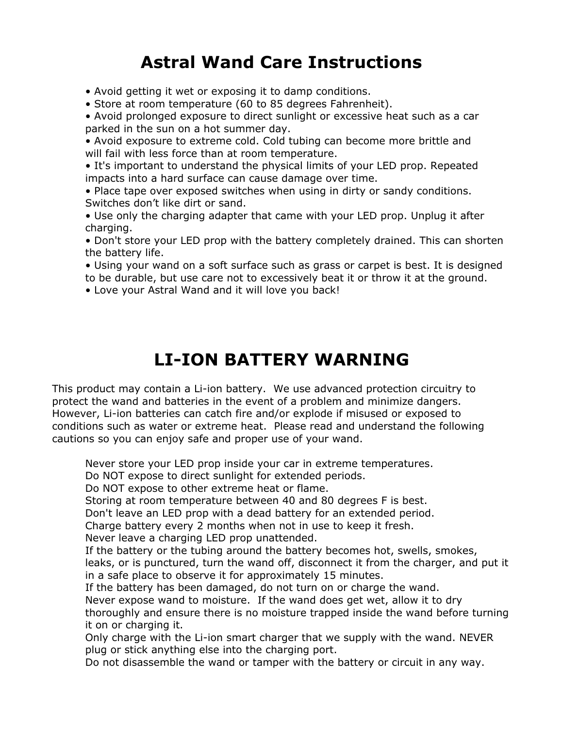# Astral Wand Care Instructions

- Avoid getting it wet or exposing it to damp conditions.
- Store at room temperature (60 to 85 degrees Fahrenheit).
- Avoid prolonged exposure to direct sunlight or excessive heat such as a car parked in the sun on a hot summer day.
- Avoid exposure to extreme cold. Cold tubing can become more brittle and will fail with less force than at room temperature.
- It's important to understand the physical limits of your LED prop. Repeated impacts into a hard surface can cause damage over time.
- Place tape over exposed switches when using in dirty or sandy conditions. Switches don't like dirt or sand.
- Use only the charging adapter that came with your LED prop. Unplug it after charging.
- Don't store your LED prop with the battery completely drained. This can shorten the battery life.
- Using your wand on a soft surface such as grass or carpet is best. It is designed to be durable, but use care not to excessively beat it or throw it at the ground.
- Love your Astral Wand and it will love you back!

# LI-ION BATTERY WARNING

This product may contain a Li-ion battery. We use advanced protection circuitry to protect the wand and batteries in the event of a problem and minimize dangers. However, Li-ion batteries can catch fire and/or explode if misused or exposed to conditions such as water or extreme heat. Please read and understand the following cautions so you can enjoy safe and proper use of your wand.

Never store your LED prop inside your car in extreme temperatures.
Do NOT expose to direct sunlight for extended periods.
Do NOT expose to other extreme heat or flame.
Storing at room temperature between 40 and 80 degrees F is best.
Don't leave an LED prop with a dead battery for an extended period.
Charge battery every 2 months when not in use to keep it fresh.
Never leave a charging LED prop unattended.
If the battery or the tubing around the battery becomes hot, swells, smokes, leaks, or is punctured, turn the wand off, disconnect it from the charger, and put it in a safe place to observe it for approximately 15 minutes.
If the battery has been damaged, do not turn on or charge the wand.
Never expose wand to moisture. If the wand does get wet, allow it to dry thoroughly and ensure there is no moisture trapped inside the wand before turning it on or charging it.
Only charge with the Li-ion smart charger that we supply with the wand. NEVER plug or stick anything else into the charging port.
Do not disassemble the wand or tamper with the battery or circuit in any way.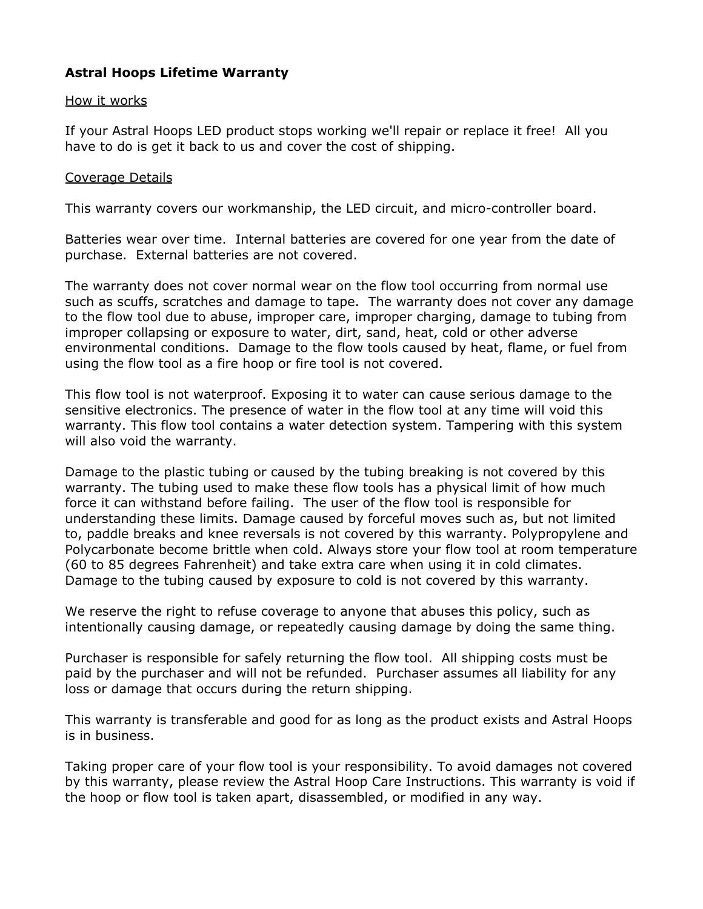**Astral Hoops Lifetime Warranty**

How it works

If your Astral Hoops LED product stops working we'll repair or replace it free! All you have to do is get it back to us and cover the cost of shipping.

Coverage Details

This warranty covers our workmanship, the LED circuit, and micro-controller board.

Batteries wear over time. Internal batteries are covered for one year from the date of purchase. External batteries are not covered.

The warranty does not cover normal wear on the flow tool occurring from normal use such as scuffs, scratches and damage to tape. The warranty does not cover any damage to the flow tool due to abuse, improper care, improper charging, damage to tubing from improper collapsing or exposure to water, dirt, sand, heat, cold or other adverse environmental conditions. Damage to the flow tools caused by heat, flame, or fuel from using the flow tool as a fire hoop or fire tool is not covered.

This flow tool is not waterproof. Exposing it to water can cause serious damage to the sensitive electronics. The presence of water in the flow tool at any time will void this warranty. This flow tool contains a water detection system. Tampering with this system will also void the warranty.

Damage to the plastic tubing or caused by the tubing breaking is not covered by this warranty. The tubing used to make these flow tools has a physical limit of how much force it can withstand before failing. The user of the flow tool is responsible for understanding these limits. Damage caused by forceful moves such as, but not limited to, paddle breaks and knee reversals is not covered by this warranty. Polypropylene and Polycarbonate become brittle when cold. Always store your flow tool at room temperature (60 to 85 degrees Fahrenheit) and take extra care when using it in cold climates. Damage to the tubing caused by exposure to cold is not covered by this warranty.

We reserve the right to refuse coverage to anyone that abuses this policy, such as intentionally causing damage, or repeatedly causing damage by doing the same thing.

Purchaser is responsible for safely returning the flow tool. All shipping costs must be paid by the purchaser and will not be refunded. Purchaser assumes all liability for any loss or damage that occurs during the return shipping.

This warranty is transferable and good for as long as the product exists and Astral Hoops is in business.

Taking proper care of your flow tool is your responsibility. To avoid damages not covered by this warranty, please review the Astral Hoop Care Instructions. This warranty is void if the hoop or flow tool is taken apart, disassembled, or modified in any way.